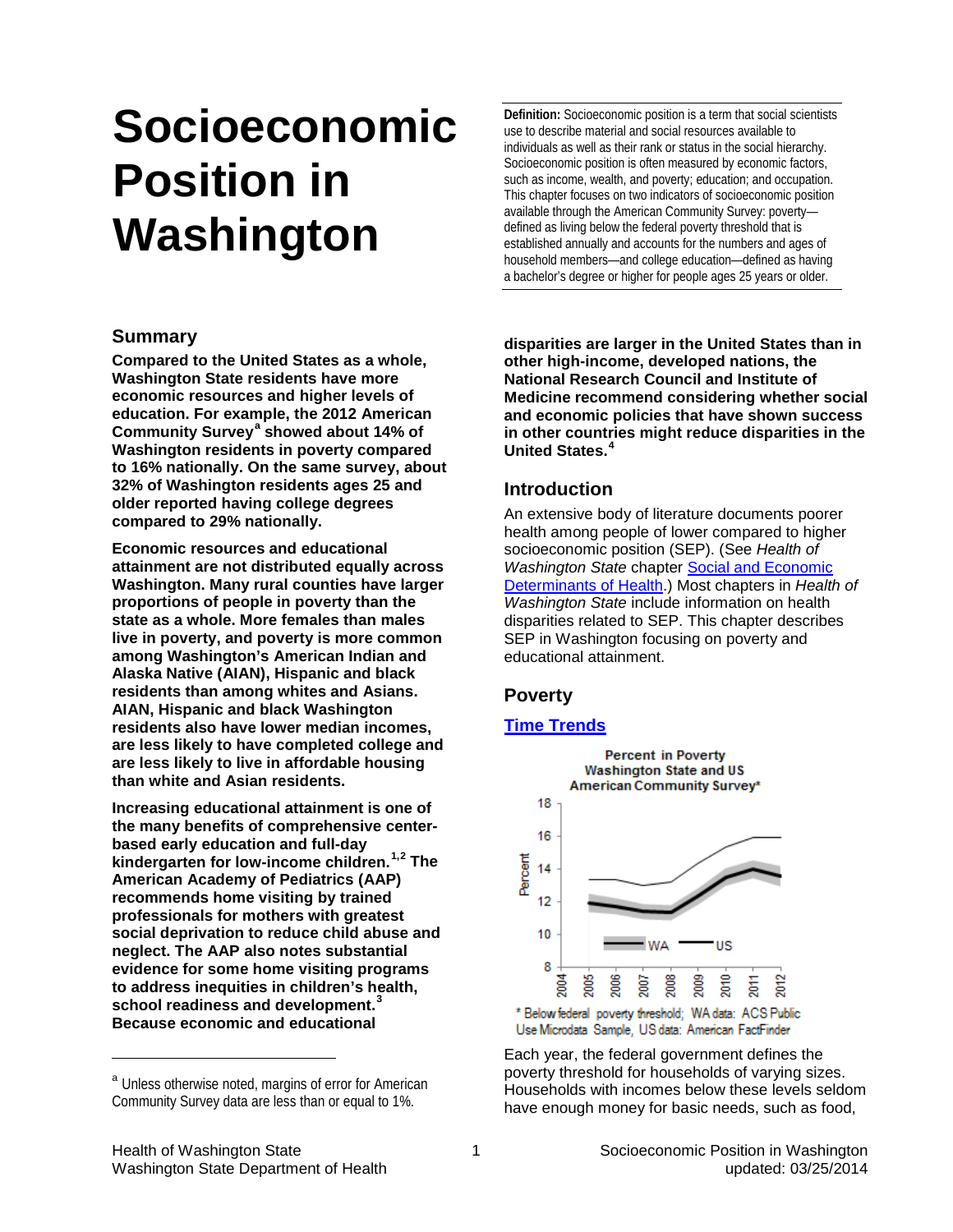# Socioeconomic Position in Washington

**Definition:** Socioeconomic position is a term that social scientists use to describe material and social resources available to individuals as well as their rank or status in the social hierarchy. Socioeconomic position is often measured by economic factors, such as income, wealth, and poverty; education; and occupation. This chapter focuses on two indicators of socioeconomic position available through the American Community Survey: poverty—defined as living below the federal poverty threshold that is established annually and accounts for the numbers and ages of household members—and college education—defined as having a bachelor's degree or higher for people ages 25 years or older.

## Summary

**Compared to the United States as a whole, Washington State residents have more economic resources and higher levels of education. For example, the 2012 American Community Survey[a] showed about 14% of Washington residents in poverty compared to 16% nationally. On the same survey, about 32% of Washington residents ages 25 and older reported having college degrees compared to 29% nationally.**

**Economic resources and educational attainment are not distributed equally across Washington. Many rural counties have larger proportions of people in poverty than the state as a whole. More females than males live in poverty, and poverty is more common among Washington's American Indian and Alaska Native (AIAN), Hispanic and black residents than among whites and Asians. AIAN, Hispanic and black Washington residents also have lower median incomes, are less likely to have completed college and are less likely to live in affordable housing than white and Asian residents.**

**Increasing educational attainment is one of the many benefits of comprehensive center-based early education and full-day kindergarten for low-income children.[1,2] The American Academy of Pediatrics (AAP) recommends home visiting by trained professionals for mothers with greatest social deprivation to reduce child abuse and neglect. The AAP also notes substantial evidence for some home visiting programs to address inequities in children's health, school readiness and development.[3] Because economic and educational disparities are larger in the United States than in other high-income, developed nations, the National Research Council and Institute of Medicine recommend considering whether social and economic policies that have shown success in other countries might reduce disparities in the United States.[4]**

## Introduction

An extensive body of literature documents poorer health among people of lower compared to higher socioeconomic position (SEP). (See *Health of Washington State* chapter Social and Economic Determinants of Health.) Most chapters in *Health of Washington State* include information on health disparities related to SEP. This chapter describes SEP in Washington focusing on poverty and educational attainment.

## Poverty

### Time Trends

Percent in Poverty Washington State and US American Community Survey*

\* Below federal poverty threshold; WA data: ACS Public Use Microdata Sample, US data: American FactFinder

Each year, the federal government defines the poverty threshold for households of varying sizes. Households with incomes below these levels seldom have enough money for basic needs, such as food,

---

[a] Unless otherwise noted, margins of error for American Community Survey data are less than or equal to 1%.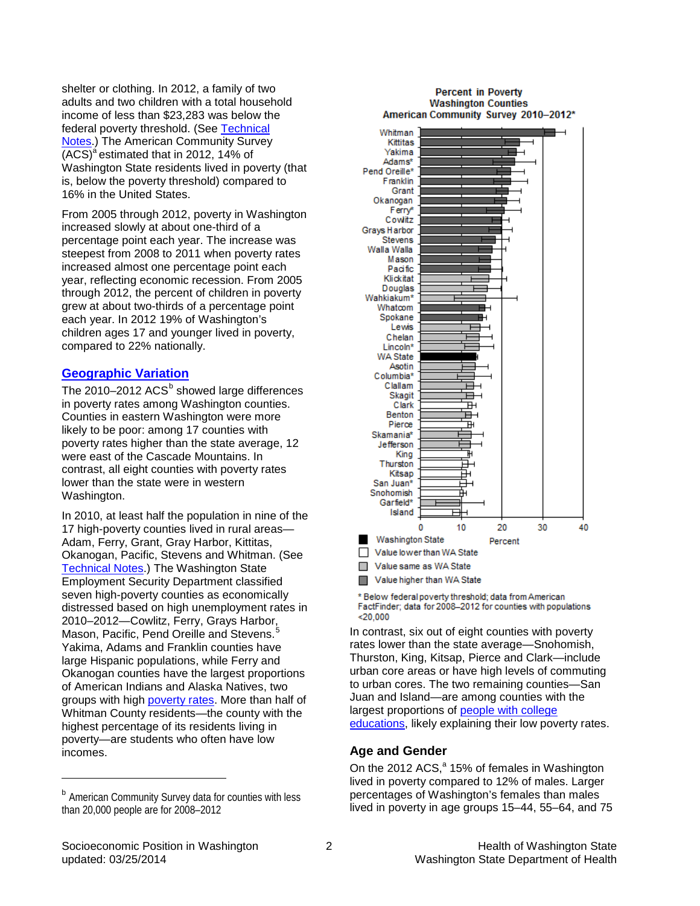shelter or clothing. In 2012, a family of two adults and two children with a total household income of less than $23,283 was below the federal poverty threshold. (See Technical Notes.) The American Community Survey (ACS)[a] estimated that in 2012, 14% of Washington State residents lived in poverty (that is, below the poverty threshold) compared to 16% in the United States.

From 2005 through 2012, poverty in Washington increased slowly at about one-third of a percentage point each year. The increase was steepest from 2008 to 2011 when poverty rates increased almost one percentage point each year, reflecting economic recession. From 2005 through 2012, the percent of children in poverty grew at about two-thirds of a percentage point each year. In 2012 19% of Washington's children ages 17 and younger lived in poverty, compared to 22% nationally.

## Geographic Variation

The 2010–2012 ACS[b] showed large differences in poverty rates among Washington counties. Counties in eastern Washington were more likely to be poor: among 17 counties with poverty rates higher than the state average, 12 were east of the Cascade Mountains. In contrast, all eight counties with poverty rates lower than the state were in western Washington.

In 2010, at least half the population in nine of the 17 high-poverty counties lived in rural areas—Adam, Ferry, Grant, Gray Harbor, Kittitas, Okanogan, Pacific, Stevens and Whitman. (See Technical Notes.) The Washington State Employment Security Department classified seven high-poverty counties as economically distressed based on high unemployment rates in 2010–2012—Cowlitz, Ferry, Grays Harbor, Mason, Pacific, Pend Oreille and Stevens.[5] Yakima, Adams and Franklin counties have large Hispanic populations, while Ferry and Okanogan counties have the largest proportions of American Indians and Alaska Natives, two groups with high poverty rates. More than half of Whitman County residents—the county with the highest percentage of its residents living in poverty—are students who often have low incomes.

[b] American Community Survey data for counties with less than 20,000 people are for 2008–2012

**Percent in Poverty**
**Washington Counties**
**American Community Survey 2010–2012***

Whitman, Kittitas, Yakima, Adams*, Pend Oreille*, Franklin, Grant, Okanogan, Ferry*, Cowlitz, Grays Harbor, Stevens, Walla Walla, Mason, Pacific, Klickitat, Douglas, Wahkiakum*, Whatcom, Spokane, Lewis, Chelan, Lincoln*, WA State, Asotin, Columbia*, Clallam, Skagit, Clark, Benton, Pierce, Skamania*, Jefferson, King, Thurston, Kitsap, San Juan*, Snohomish, Garfield*, Island

Percent: 0, 10, 20, 30, 40

- Washington State
- Value lower than WA State
- Value same as WA State
- Value higher than WA State

\* Below federal poverty threshold; data from American FactFinder; data for 2008–2012 for counties with populations <20,000

In contrast, six out of eight counties with poverty rates lower than the state average—Snohomish, Thurston, King, Kitsap, Pierce and Clark—include urban core areas or have high levels of commuting to urban cores. The two remaining counties—San Juan and Island—are among counties with the largest proportions of people with college educations, likely explaining their low poverty rates.

## Age and Gender

On the 2012 ACS,[a] 15% of females in Washington lived in poverty compared to 12% of males. Larger percentages of Washington's females than males lived in poverty in age groups 15–44, 55–64, and 75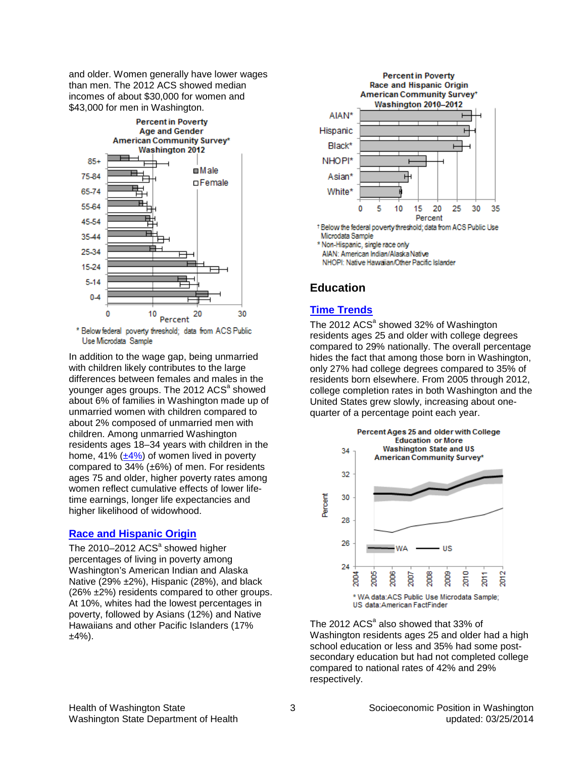and older. Women generally have lower wages than men. The 2012 ACS showed median incomes of about $30,000 for women and $43,000 for men in Washington.

**Percent in Poverty**
**Age and Gender**
**American Community Survey***
**Washington 2012**

\* Below federal poverty threshold; data from ACS Public Use Microdata Sample

In addition to the wage gap, being unmarried with children likely contributes to the large differences between females and males in the younger ages groups. The 2012 ACS[a] showed about 6% of families in Washington made up of unmarried women with children compared to about 2% composed of unmarried men with children. Among unmarried Washington residents ages 18–34 years with children in the home, 41% (±4%) of women lived in poverty compared to 34% (±6%) of men. For residents ages 75 and older, higher poverty rates among women reflect cumulative effects of lower life-time earnings, longer life expectancies and higher likelihood of widowhood.

## Race and Hispanic Origin

The 2010–2012 ACS[a] showed higher percentages of living in poverty among Washington's American Indian and Alaska Native (29% ±2%), Hispanic (28%), and black (26% ±2%) residents compared to other groups. At 10%, whites had the lowest percentages in poverty, followed by Asians (12%) and Native Hawaiians and other Pacific Islanders (17% ±4%).

**Percent in Poverty**
**Race and Hispanic Origin**
**American Community Survey†**
**Washington 2010–2012**

† Below the federal poverty threshold; data from ACS Public Use Microdata Sample
\* Non-Hispanic, single race only
AIAN: American Indian/Alaska Native
NHOPI: Native Hawaiian/Other Pacific Islander

# Education

## Time Trends

The 2012 ACS[a] showed 32% of Washington residents ages 25 and older with college degrees compared to 29% nationally. The overall percentage hides the fact that among those born in Washington, only 27% had college degrees compared to 35% of residents born elsewhere. From 2005 through 2012, college completion rates in both Washington and the United States grew slowly, increasing about one-quarter of a percentage point each year.

**Percent Ages 25 and older with College Education or More**
**Washington State and US**
**American Community Survey***

\* WA data: ACS Public Use Microdata Sample; US data: American FactFinder

The 2012 ACS[a] also showed that 33% of Washington residents ages 25 and older had a high school education or less and 35% had some post-secondary education but had not completed college compared to national rates of 42% and 29% respectively.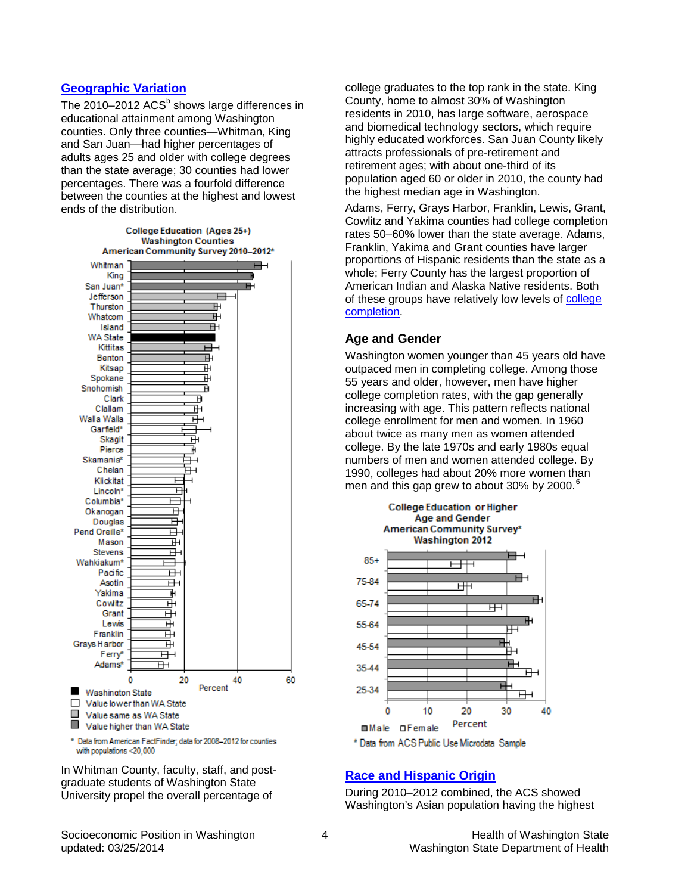## Geographic Variation

The 2010–2012 ACS[b] shows large differences in educational attainment among Washington counties. Only three counties—Whitman, King and San Juan—had higher percentages of adults ages 25 and older with college degrees than the state average; 30 counties had lower percentages. There was a fourfold difference between the counties at the highest and lowest ends of the distribution.

College Education (Ages 25+)
Washington Counties
American Community Survey 2010–2012*

Washington State | Value lower than WA State | Value same as WA State | Value higher than WA State

* Data from American FactFinder; data for 2008–2012 for counties with populations <20,000

In Whitman County, faculty, staff, and post-graduate students of Washington State University propel the overall percentage of college graduates to the top rank in the state. King County, home to almost 30% of Washington residents in 2010, has large software, aerospace and biomedical technology sectors, which require highly educated workforces. San Juan County likely attracts professionals of pre-retirement and retirement ages; with about one-third of its population aged 60 or older in 2010, the county had the highest median age in Washington.

Adams, Ferry, Grays Harbor, Franklin, Lewis, Grant, Cowlitz and Yakima counties had college completion rates 50–60% lower than the state average. Adams, Franklin, Yakima and Grant counties have larger proportions of Hispanic residents than the state as a whole; Ferry County has the largest proportion of American Indian and Alaska Native residents. Both of these groups have relatively low levels of college completion.

### Age and Gender

Washington women younger than 45 years old have outpaced men in completing college. Among those 55 years and older, however, men have higher college completion rates, with the gap generally increasing with age. This pattern reflects national college enrollment for men and women. In 1960 about twice as many men as women attended college. By the late 1970s and early 1980s equal numbers of men and women attended college. By 1990, colleges had about 20% more women than men and this gap grew to about 30% by 2000.[6]

College Education or Higher
Age and Gender
American Community Survey*
Washington 2012

Male | Female

* Data from ACS Public Use Microdata Sample

## Race and Hispanic Origin

During 2010–2012 combined, the ACS showed Washington's Asian population having the highest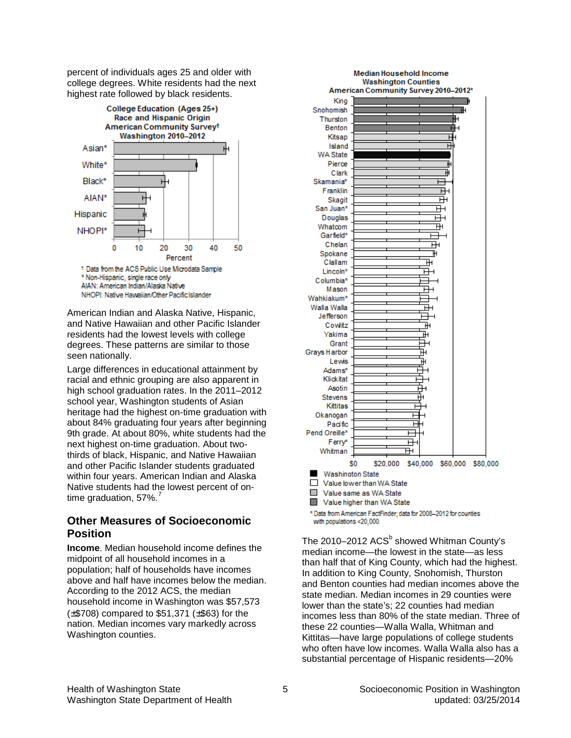percent of individuals ages 25 and older with college degrees. White residents had the next highest rate followed by black residents.

**College Education (Ages 25+) Race and Hispanic Origin American Community Survey† Washington 2010–2012**

† Data from the ACS Public Use Microdata Sample
* Non-Hispanic, single race only
AIAN: American Indian/Alaska Native
NHOPI: Native Hawaiian/Other Pacific Islander

American Indian and Alaska Native, Hispanic, and Native Hawaiian and other Pacific Islander residents had the lowest levels with college degrees. These patterns are similar to those seen nationally.

Large differences in educational attainment by racial and ethnic grouping are also apparent in high school graduation rates. In the 2011–2012 school year, Washington students of Asian heritage had the highest on-time graduation with about 84% graduating four years after beginning 9th grade. At about 80%, white students had the next highest on-time graduation. About two-thirds of black, Hispanic, and Native Hawaiian and other Pacific Islander students graduated within four years. American Indian and Alaska Native students had the lowest percent of on-time graduation, 57%.[7]

## Other Measures of Socioeconomic Position

**Income**. Median household income defines the midpoint of all household incomes in a population; half of households have incomes above and half have incomes below the median. According to the 2012 ACS, the median household income in Washington was $57,573 (±$708) compared to $51,371 (±$63) for the nation. Median incomes vary markedly across Washington counties.

**Median Household Income Washington Counties American Community Survey 2010–2012***

* Data from American FactFinder; data for 2008–2012 for counties with populations <20,000

The 2010–2012 ACS[b] showed Whitman County's median income—the lowest in the state—as less than half that of King County, which had the highest. In addition to King County, Snohomish, Thurston and Benton counties had median incomes above the state median. Median incomes in 29 counties were lower than the state's; 22 counties had median incomes less than 80% of the state median. Three of these 22 counties—Walla Walla, Whitman and Kittitas—have large populations of college students who often have low incomes. Walla Walla also has a substantial percentage of Hispanic residents—20%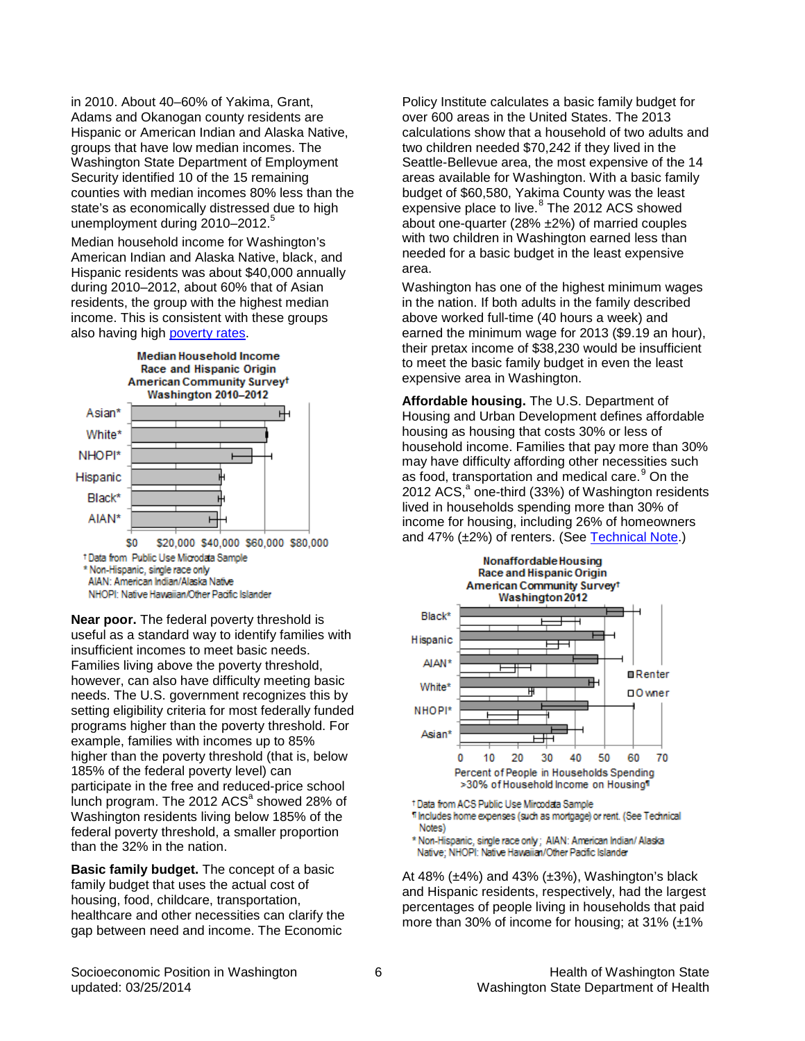in 2010. About 40–60% of Yakima, Grant, Adams and Okanogan county residents are Hispanic or American Indian and Alaska Native, groups that have low median incomes. The Washington State Department of Employment Security identified 10 of the 15 remaining counties with median incomes 80% less than the state's as economically distressed due to high unemployment during 2010–2012.[5]

Median household income for Washington's American Indian and Alaska Native, black, and Hispanic residents was about $40,000 annually during 2010–2012, about 60% that of Asian residents, the group with the highest median income. This is consistent with these groups also having high poverty rates.

**Median Household Income Race and Hispanic Origin American Community Survey† Washington 2010–2012**

Asian*, White*, NHOPI*, Hispanic, Black*, AIAN*

$0 $20,000 $40,000 $60,000 $80,000

† Data from Public Use Microdata Sample
* Non-Hispanic, single race only
AIAN: American Indian/Alaska Native
NHOPI: Native Hawaiian/Other Pacific Islander

**Near poor.** The federal poverty threshold is useful as a standard way to identify families with insufficient incomes to meet basic needs. Families living above the poverty threshold, however, can also have difficulty meeting basic needs. The U.S. government recognizes this by setting eligibility criteria for most federally funded programs higher than the poverty threshold. For example, families with incomes up to 85% higher than the poverty threshold (that is, below 185% of the federal poverty level) can participate in the free and reduced-price school lunch program. The 2012 ACS[a] showed 28% of Washington residents living below 185% of the federal poverty threshold, a smaller proportion than the 32% in the nation.

**Basic family budget.** The concept of a basic family budget that uses the actual cost of housing, food, childcare, transportation, healthcare and other necessities can clarify the gap between need and income. The Economic Policy Institute calculates a basic family budget for over 600 areas in the United States. The 2013 calculations show that a household of two adults and two children needed $70,242 if they lived in the Seattle-Bellevue area, the most expensive of the 14 areas available for Washington. With a basic family budget of $60,580, Yakima County was the least expensive place to live.[8] The 2012 ACS showed about one-quarter (28% ±2%) of married couples with two children in Washington earned less than needed for a basic budget in the least expensive area.

Washington has one of the highest minimum wages in the nation. If both adults in the family described above worked full-time (40 hours a week) and earned the minimum wage for 2013 ($9.19 an hour), their pretax income of $38,230 would be insufficient to meet the basic family budget in even the least expensive area in Washington.

**Affordable housing.** The U.S. Department of Housing and Urban Development defines affordable housing as housing that costs 30% or less of household income. Families that pay more than 30% may have difficulty affording other necessities such as food, transportation and medical care.[9] On the 2012 ACS,[a] one-third (33%) of Washington residents lived in households spending more than 30% of income for housing, including 26% of homeowners and 47% (±2%) of renters. (See Technical Note.)

**Nonaffordable Housing Race and Hispanic Origin American Community Survey† Washington 2012**

Black*, Hispanic, AIAN*, White*, NHOPI*, Asian*

Renter / Owner

0 10 20 30 40 50 60 70

Percent of People in Households Spending >30% of Household Income on Housing¶

† Data from ACS Public Use Microdata Sample
¶ Includes home expenses (such as mortgage) or rent. (See Technical Notes)
* Non-Hispanic, single race only; AIAN: American Indian/ Alaska Native; NHOPI: Native Hawaiian/Other Pacific Islander

At 48% (±4%) and 43% (±3%), Washington's black and Hispanic residents, respectively, had the largest percentages of people living in households that paid more than 30% of income for housing; at 31% (±1%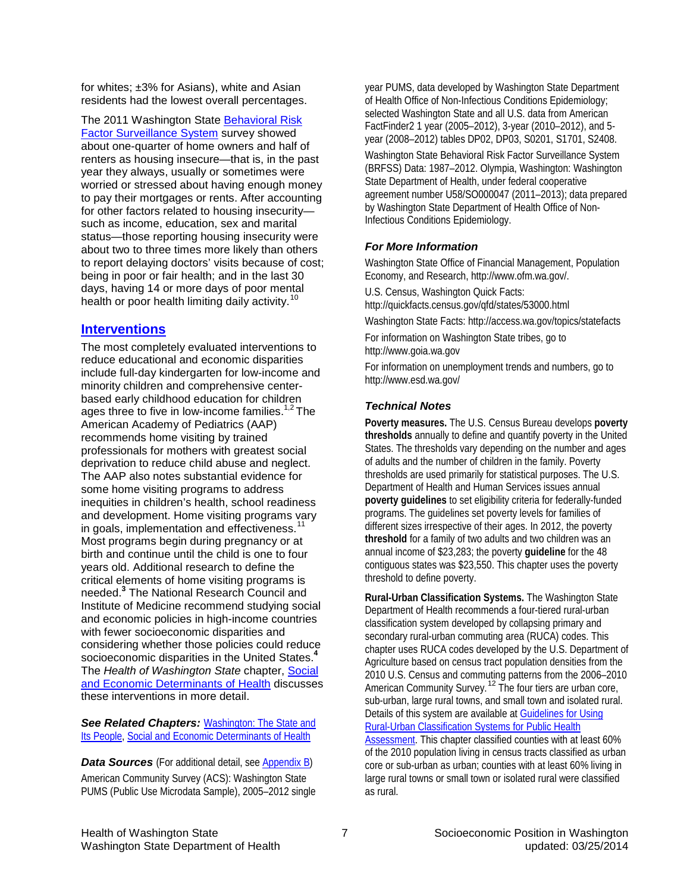for whites; ±3% for Asians), white and Asian residents had the lowest overall percentages.

The 2011 Washington State Behavioral Risk Factor Surveillance System survey showed about one-quarter of home owners and half of renters as housing insecure—that is, in the past year they always, usually or sometimes were worried or stressed about having enough money to pay their mortgages or rents. After accounting for other factors related to housing insecurity—such as income, education, sex and marital status—those reporting housing insecurity were about two to three times more likely than others to report delaying doctors' visits because of cost; being in poor or fair health; and in the last 30 days, having 14 or more days of poor mental health or poor health limiting daily activity.[10]

## Interventions

The most completely evaluated interventions to reduce educational and economic disparities include full-day kindergarten for low-income and minority children and comprehensive center-based early childhood education for children ages three to five in low-income families.[1,2] The American Academy of Pediatrics (AAP) recommends home visiting by trained professionals for mothers with greatest social deprivation to reduce child abuse and neglect. The AAP also notes substantial evidence for some home visiting programs to address inequities in children's health, school readiness and development. Home visiting programs vary in goals, implementation and effectiveness.[11] Most programs begin during pregnancy or at birth and continue until the child is one to four years old. Additional research to define the critical elements of home visiting programs is needed.[3] The National Research Council and Institute of Medicine recommend studying social and economic policies in high-income countries with fewer socioeconomic disparities and considering whether those policies could reduce socioeconomic disparities in the United States.[4] The *Health of Washington State* chapter, Social and Economic Determinants of Health discusses these interventions in more detail.

***See Related Chapters:*** Washington: The State and Its People, Social and Economic Determinants of Health

***Data Sources*** (For additional detail, see Appendix B)

American Community Survey (ACS): Washington State PUMS (Public Use Microdata Sample), 2005–2012 single year PUMS, data developed by Washington State Department of Health Office of Non-Infectious Conditions Epidemiology; selected Washington State and all U.S. data from American FactFinder2 1 year (2005–2012), 3-year (2010–2012), and 5-year (2008–2012) tables DP02, DP03, S0201, S1701, S2408.

Washington State Behavioral Risk Factor Surveillance System (BRFSS) Data: 1987–2012. Olympia, Washington: Washington State Department of Health, under federal cooperative agreement number U58/SO000047 (2011–2013); data prepared by Washington State Department of Health Office of Non-Infectious Conditions Epidemiology.

### *For More Information*

Washington State Office of Financial Management, Population Economy, and Research, http://www.ofm.wa.gov/.

U.S. Census, Washington Quick Facts: http://quickfacts.census.gov/qfd/states/53000.html

Washington State Facts: http://access.wa.gov/topics/statefacts

For information on Washington State tribes, go to http://www.goia.wa.gov

For information on unemployment trends and numbers, go to http://www.esd.wa.gov/

### *Technical Notes*

**Poverty measures.** The U.S. Census Bureau develops **poverty thresholds** annually to define and quantify poverty in the United States. The thresholds vary depending on the number and ages of adults and the number of children in the family. Poverty thresholds are used primarily for statistical purposes. The U.S. Department of Health and Human Services issues annual **poverty guidelines** to set eligibility criteria for federally-funded programs. The guidelines set poverty levels for families of different sizes irrespective of their ages. In 2012, the poverty **threshold** for a family of two adults and two children was an annual income of $23,283; the poverty **guideline** for the 48 contiguous states was $23,550. This chapter uses the poverty threshold to define poverty.

**Rural-Urban Classification Systems.** The Washington State Department of Health recommends a four-tiered rural-urban classification system developed by collapsing primary and secondary rural-urban commuting area (RUCA) codes. This chapter uses RUCA codes developed by the U.S. Department of Agriculture based on census tract population densities from the 2010 U.S. Census and commuting patterns from the 2006–2010 American Community Survey.[12] The four tiers are urban core, sub-urban, large rural towns, and small town and isolated rural. Details of this system are available at Guidelines for Using Rural-Urban Classification Systems for Public Health Assessment. This chapter classified counties with at least 60% of the 2010 population living in census tracts classified as urban core or sub-urban as urban; counties with at least 60% living in large rural towns or small town or isolated rural were classified as rural.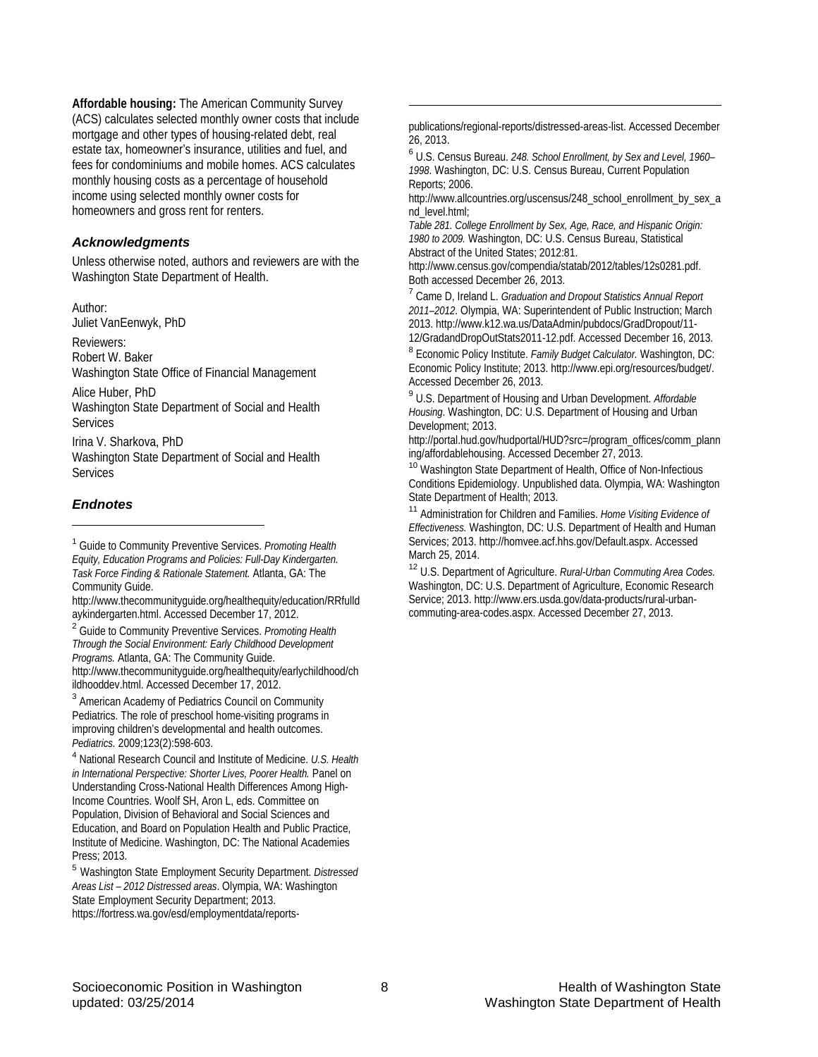**Affordable housing:** The American Community Survey (ACS) calculates selected monthly owner costs that include mortgage and other types of housing-related debt, real estate tax, homeowner's insurance, utilities and fuel, and fees for condominiums and mobile homes. ACS calculates monthly housing costs as a percentage of household income using selected monthly owner costs for homeowners and gross rent for renters.

### *Acknowledgments*

Unless otherwise noted, authors and reviewers are with the Washington State Department of Health.

Author:
Juliet VanEenwyk, PhD

Reviewers:
Robert W. Baker
Washington State Office of Financial Management

Alice Huber, PhD
Washington State Department of Social and Health Services

Irina V. Sharkova, PhD
Washington State Department of Social and Health Services

### *Endnotes*

[1] Guide to Community Preventive Services. *Promoting Health Equity, Education Programs and Policies: Full-Day Kindergarten. Task Force Finding & Rationale Statement.* Atlanta, GA: The Community Guide. http://www.thecommunityguide.org/healthequity/education/RRfulldaykindergarten.html. Accessed December 17, 2012.

[2] Guide to Community Preventive Services. *Promoting Health Through the Social Environment: Early Childhood Development Programs.* Atlanta, GA: The Community Guide. http://www.thecommunityguide.org/healthequity/earlychildhood/childhooddev.html. Accessed December 17, 2012.

[3] American Academy of Pediatrics Council on Community Pediatrics. The role of preschool home-visiting programs in improving children's developmental and health outcomes. *Pediatrics.* 2009;123(2):598-603.

[4] National Research Council and Institute of Medicine. *U.S. Health in International Perspective: Shorter Lives, Poorer Health.* Panel on Understanding Cross-National Health Differences Among High-Income Countries. Woolf SH, Aron L, eds. Committee on Population, Division of Behavioral and Social Sciences and Education, and Board on Population Health and Public Practice, Institute of Medicine. Washington, DC: The National Academies Press; 2013.

[5] Washington State Employment Security Department. *Distressed Areas List – 2012 Distressed areas*. Olympia, WA: Washington State Employment Security Department; 2013. https://fortress.wa.gov/esd/employmentdata/reports-publications/regional-reports/distressed-areas-list. Accessed December 26, 2013.

[6] U.S. Census Bureau. *248. School Enrollment, by Sex and Level, 1960–1998*. Washington, DC: U.S. Census Bureau, Current Population Reports; 2006. http://www.allcountries.org/uscensus/248_school_enrollment_by_sex_and_level.html; *Table 281. College Enrollment by Sex, Age, Race, and Hispanic Origin: 1980 to 2009.* Washington, DC: U.S. Census Bureau, Statistical Abstract of the United States; 2012:81. http://www.census.gov/compendia/statab/2012/tables/12s0281.pdf. Both accessed December 26, 2013.

[7] Came D, Ireland L. *Graduation and Dropout Statistics Annual Report 2011–2012*. Olympia, WA: Superintendent of Public Instruction; March 2013. http://www.k12.wa.us/DataAdmin/pubdocs/GradDropout/11-12/GradandDropOutStats2011-12.pdf. Accessed December 16, 2013.

[8] Economic Policy Institute. *Family Budget Calculator.* Washington, DC: Economic Policy Institute; 2013. http://www.epi.org/resources/budget/. Accessed December 26, 2013.

[9] U.S. Department of Housing and Urban Development. *Affordable Housing*. Washington, DC: U.S. Department of Housing and Urban Development; 2013. http://portal.hud.gov/hudportal/HUD?src=/program_offices/comm_planning/affordablehousing. Accessed December 27, 2013.

[10] Washington State Department of Health, Office of Non-Infectious Conditions Epidemiology. Unpublished data. Olympia, WA: Washington State Department of Health; 2013.

[11] Administration for Children and Families. *Home Visiting Evidence of Effectiveness.* Washington, DC: U.S. Department of Health and Human Services; 2013. http://homvee.acf.hhs.gov/Default.aspx. Accessed March 25, 2014.

[12] U.S. Department of Agriculture. *Rural-Urban Commuting Area Codes.* Washington, DC: U.S. Department of Agriculture, Economic Research Service; 2013. http://www.ers.usda.gov/data-products/rural-urban-commuting-area-codes.aspx. Accessed December 27, 2013.